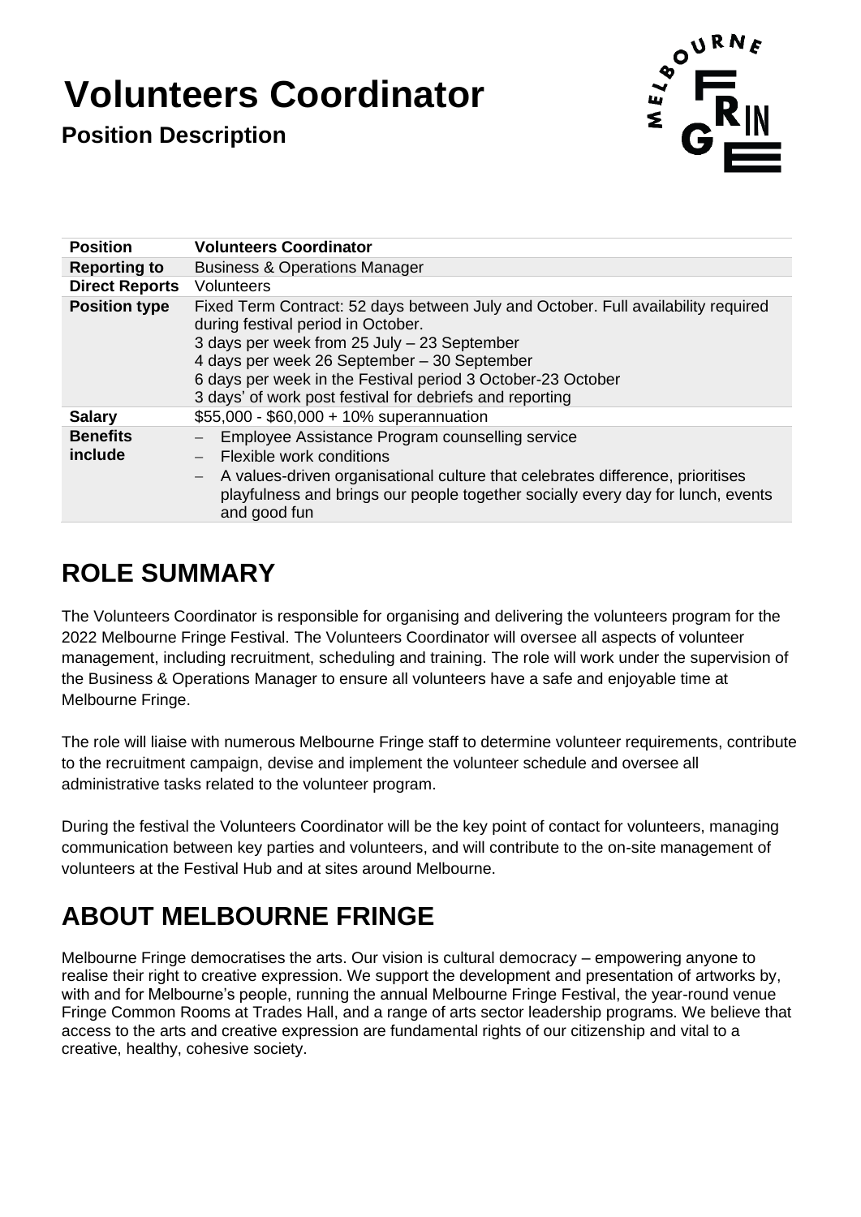# Volunteers Coordinator

**Position Description**

| **Position** | **Volunteers Coordinator** |
|---|---|
| **Reporting to** | Business & Operations Manager |
| **Direct Reports** | Volunteers |
| **Position type** | Fixed Term Contract: 52 days between July and October. Full availability required during festival period in October.<br>3 days per week from 25 July – 23 September<br>4 days per week 26 September – 30 September<br>6 days per week in the Festival period 3 October-23 October<br>3 days' of work post festival for debriefs and reporting |
| **Salary** | $55,000 - $60,000 + 10% superannuation |
| **Benefits include** | – Employee Assistance Program counselling service<br>– Flexible work conditions<br>– A values-driven organisational culture that celebrates difference, prioritises playfulness and brings our people together socially every day for lunch, events and good fun |

## ROLE SUMMARY

The Volunteers Coordinator is responsible for organising and delivering the volunteers program for the 2022 Melbourne Fringe Festival. The Volunteers Coordinator will oversee all aspects of volunteer management, including recruitment, scheduling and training. The role will work under the supervision of the Business & Operations Manager to ensure all volunteers have a safe and enjoyable time at Melbourne Fringe.

The role will liaise with numerous Melbourne Fringe staff to determine volunteer requirements, contribute to the recruitment campaign, devise and implement the volunteer schedule and oversee all administrative tasks related to the volunteer program.

During the festival the Volunteers Coordinator will be the key point of contact for volunteers, managing communication between key parties and volunteers, and will contribute to the on-site management of volunteers at the Festival Hub and at sites around Melbourne.

## ABOUT MELBOURNE FRINGE

Melbourne Fringe democratises the arts. Our vision is cultural democracy – empowering anyone to realise their right to creative expression. We support the development and presentation of artworks by, with and for Melbourne's people, running the annual Melbourne Fringe Festival, the year-round venue Fringe Common Rooms at Trades Hall, and a range of arts sector leadership programs. We believe that access to the arts and creative expression are fundamental rights of our citizenship and vital to a creative, healthy, cohesive society.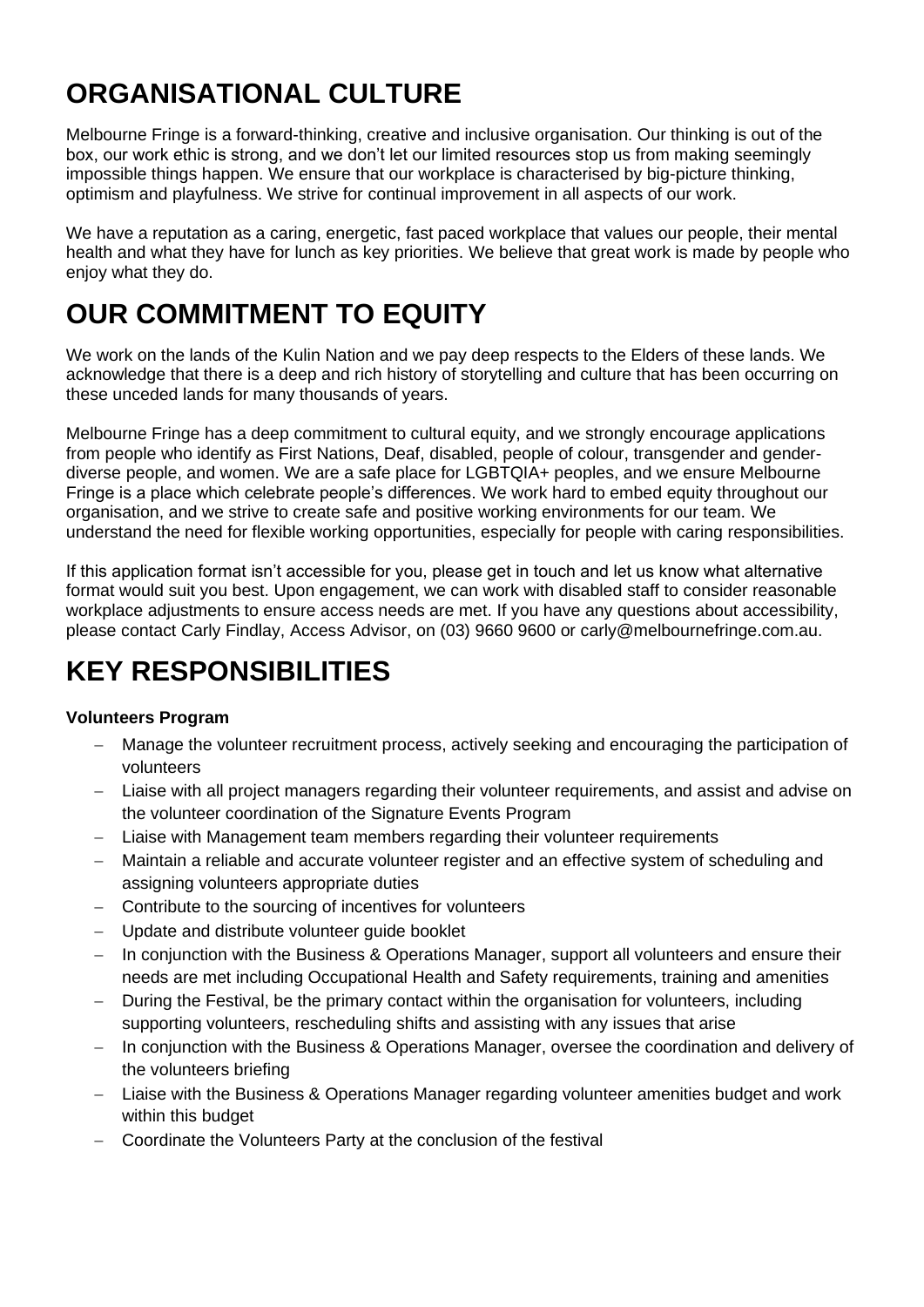# ORGANISATIONAL CULTURE

Melbourne Fringe is a forward-thinking, creative and inclusive organisation. Our thinking is out of the box, our work ethic is strong, and we don't let our limited resources stop us from making seemingly impossible things happen. We ensure that our workplace is characterised by big-picture thinking, optimism and playfulness. We strive for continual improvement in all aspects of our work.

We have a reputation as a caring, energetic, fast paced workplace that values our people, their mental health and what they have for lunch as key priorities. We believe that great work is made by people who enjoy what they do.

# OUR COMMITMENT TO EQUITY

We work on the lands of the Kulin Nation and we pay deep respects to the Elders of these lands. We acknowledge that there is a deep and rich history of storytelling and culture that has been occurring on these unceded lands for many thousands of years.

Melbourne Fringe has a deep commitment to cultural equity, and we strongly encourage applications from people who identify as First Nations, Deaf, disabled, people of colour, transgender and gender-diverse people, and women. We are a safe place for LGBTQIA+ peoples, and we ensure Melbourne Fringe is a place which celebrate people's differences. We work hard to embed equity throughout our organisation, and we strive to create safe and positive working environments for our team. We understand the need for flexible working opportunities, especially for people with caring responsibilities.

If this application format isn't accessible for you, please get in touch and let us know what alternative format would suit you best. Upon engagement, we can work with disabled staff to consider reasonable workplace adjustments to ensure access needs are met. If you have any questions about accessibility, please contact Carly Findlay, Access Advisor, on (03) 9660 9600 or carly@melbournefringe.com.au.

# KEY RESPONSIBILITIES

**Volunteers Program**

- Manage the volunteer recruitment process, actively seeking and encouraging the participation of volunteers
- Liaise with all project managers regarding their volunteer requirements, and assist and advise on the volunteer coordination of the Signature Events Program
- Liaise with Management team members regarding their volunteer requirements
- Maintain a reliable and accurate volunteer register and an effective system of scheduling and assigning volunteers appropriate duties
- Contribute to the sourcing of incentives for volunteers
- Update and distribute volunteer guide booklet
- In conjunction with the Business & Operations Manager, support all volunteers and ensure their needs are met including Occupational Health and Safety requirements, training and amenities
- During the Festival, be the primary contact within the organisation for volunteers, including supporting volunteers, rescheduling shifts and assisting with any issues that arise
- In conjunction with the Business & Operations Manager, oversee the coordination and delivery of the volunteers briefing
- Liaise with the Business & Operations Manager regarding volunteer amenities budget and work within this budget
- Coordinate the Volunteers Party at the conclusion of the festival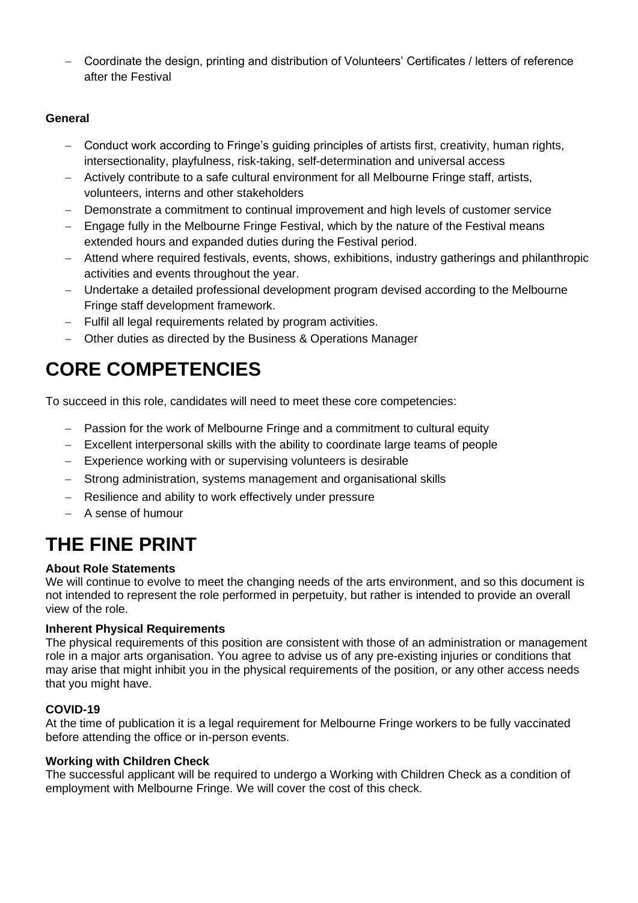- Coordinate the design, printing and distribution of Volunteers' Certificates / letters of reference after the Festival

**General**

- Conduct work according to Fringe's guiding principles of artists first, creativity, human rights, intersectionality, playfulness, risk-taking, self-determination and universal access
- Actively contribute to a safe cultural environment for all Melbourne Fringe staff, artists, volunteers, interns and other stakeholders
- Demonstrate a commitment to continual improvement and high levels of customer service
- Engage fully in the Melbourne Fringe Festival, which by the nature of the Festival means extended hours and expanded duties during the Festival period.
- Attend where required festivals, events, shows, exhibitions, industry gatherings and philanthropic activities and events throughout the year.
- Undertake a detailed professional development program devised according to the Melbourne Fringe staff development framework.
- Fulfil all legal requirements related by program activities.
- Other duties as directed by the Business & Operations Manager

# CORE COMPETENCIES

To succeed in this role, candidates will need to meet these core competencies:

- Passion for the work of Melbourne Fringe and a commitment to cultural equity
- Excellent interpersonal skills with the ability to coordinate large teams of people
- Experience working with or supervising volunteers is desirable
- Strong administration, systems management and organisational skills
- Resilience and ability to work effectively under pressure
- A sense of humour

# THE FINE PRINT

**About Role Statements**

We will continue to evolve to meet the changing needs of the arts environment, and so this document is not intended to represent the role performed in perpetuity, but rather is intended to provide an overall view of the role.

**Inherent Physical Requirements**

The physical requirements of this position are consistent with those of an administration or management role in a major arts organisation. You agree to advise us of any pre-existing injuries or conditions that may arise that might inhibit you in the physical requirements of the position, or any other access needs that you might have.

**COVID-19**

At the time of publication it is a legal requirement for Melbourne Fringe workers to be fully vaccinated before attending the office or in-person events.

**Working with Children Check**

The successful applicant will be required to undergo a Working with Children Check as a condition of employment with Melbourne Fringe. We will cover the cost of this check.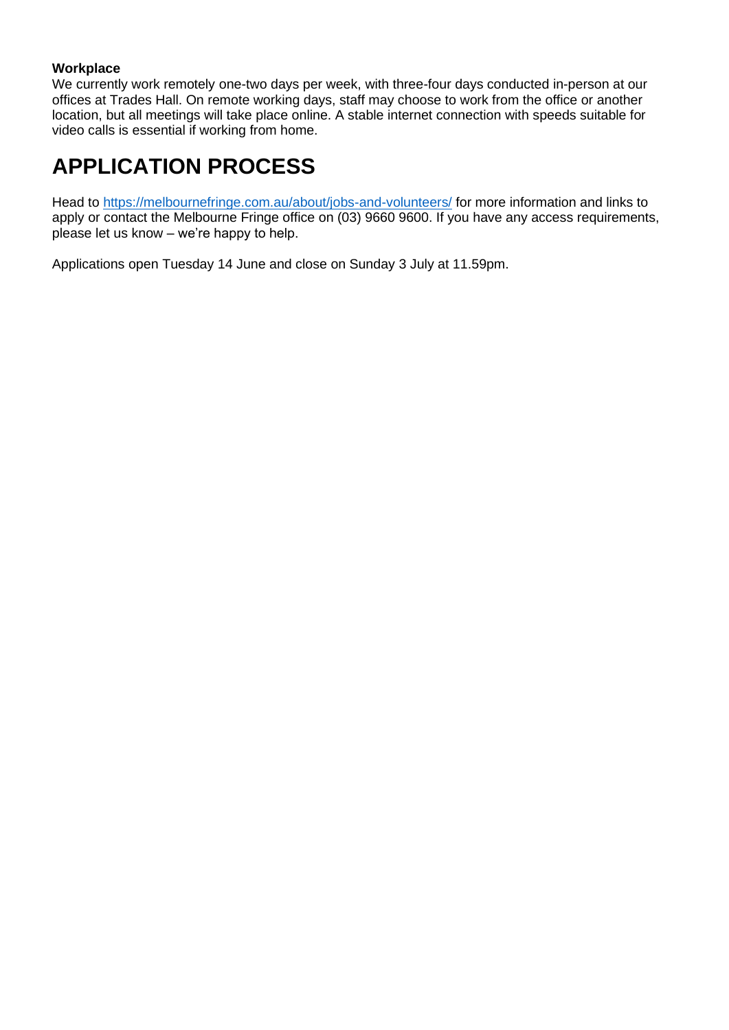**Workplace**

We currently work remotely one-two days per week, with three-four days conducted in-person at our offices at Trades Hall. On remote working days, staff may choose to work from the office or another location, but all meetings will take place online. A stable internet connection with speeds suitable for video calls is essential if working from home.

# APPLICATION PROCESS

Head to https://melbournefringe.com.au/about/jobs-and-volunteers/ for more information and links to apply or contact the Melbourne Fringe office on (03) 9660 9600. If you have any access requirements, please let us know – we're happy to help.

Applications open Tuesday 14 June and close on Sunday 3 July at 11.59pm.